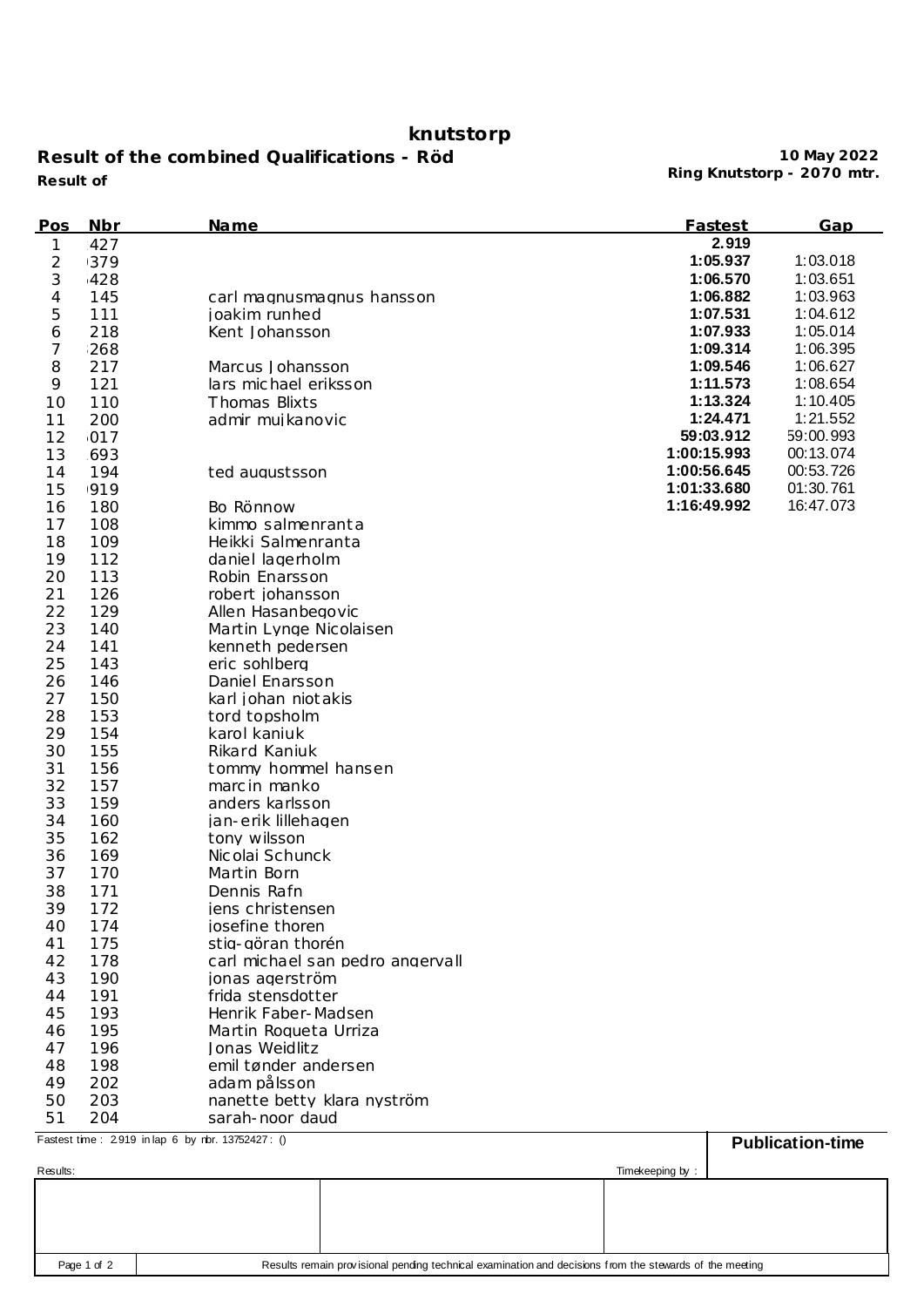# knutstorp

**Result of the combined Qualifications - Röd**

**Result of**

**10 May 2022**
**Ring Knutstorp - 2070 mtr.**

| Pos | Nbr | Name | Fastest | Gap |
|---|---|---|---|---|
| 1 | 427 | | **2.919** | |
| 2 | 379 | | **1:05.937** | 1:03.018 |
| 3 | 428 | | **1:06.570** | 1:03.651 |
| 4 | 145 | carl magnusmagnus hansson | **1:06.882** | 1:03.963 |
| 5 | 111 | joakim runhed | **1:07.531** | 1:04.612 |
| 6 | 218 | Kent Johansson | **1:07.933** | 1:05.014 |
| 7 | 268 | | **1:09.314** | 1:06.395 |
| 8 | 217 | Marcus Johansson | **1:09.546** | 1:06.627 |
| 9 | 121 | lars michael eriksson | **1:11.573** | 1:08.654 |
| 10 | 110 | Thomas Blixts | **1:13.324** | 1:10.405 |
| 11 | 200 | admir mujkanovic | **1:24.471** | 1:21.552 |
| 12 | 017 | | **59:03.912** | 59:00.993 |
| 13 | 693 | | **1:00:15.993** | 00:13.074 |
| 14 | 194 | ted augustsson | **1:00:56.645** | 00:53.726 |
| 15 | 919 | | **1:01:33.680** | 01:30.761 |
| 16 | 180 | Bo Rönnow | **1:16:49.992** | 16:47.073 |
| 17 | 108 | kimmo salmenranta | | |
| 18 | 109 | Heikki Salmenranta | | |
| 19 | 112 | daniel lagerholm | | |
| 20 | 113 | Robin Enarsson | | |
| 21 | 126 | robert johansson | | |
| 22 | 129 | Allen Hasanbegovic | | |
| 23 | 140 | Martin Lynge Nicolaisen | | |
| 24 | 141 | kenneth pedersen | | |
| 25 | 143 | eric sohlberg | | |
| 26 | 146 | Daniel Enarsson | | |
| 27 | 150 | karl johan niotakis | | |
| 28 | 153 | tord topsholm | | |
| 29 | 154 | karol kaniuk | | |
| 30 | 155 | Rikard Kaniuk | | |
| 31 | 156 | tommy hommel hansen | | |
| 32 | 157 | marcin manko | | |
| 33 | 159 | anders karlsson | | |
| 34 | 160 | jan-erik lillehagen | | |
| 35 | 162 | tony wilsson | | |
| 36 | 169 | Nicolai Schunck | | |
| 37 | 170 | Martin Born | | |
| 38 | 171 | Dennis Rafn | | |
| 39 | 172 | jens christensen | | |
| 40 | 174 | josefine thoren | | |
| 41 | 175 | stig-göran thorén | | |
| 42 | 178 | carl michael san pedro angervall | | |
| 43 | 190 | jonas agerström | | |
| 44 | 191 | frida stensdotter | | |
| 45 | 193 | Henrik Faber-Madsen | | |
| 46 | 195 | Martin Roqueta Urriza | | |
| 47 | 196 | Jonas Weidlitz | | |
| 48 | 198 | emil tønder andersen | | |
| 49 | 202 | adam pålsson | | |
| 50 | 203 | nanette betty klara nyström | | |
| 51 | 204 | sarah-noor daud | | |

Fastest time : 2.919 in lap 6 by nbr. 13752427 : ()

**Publication-time**

Results:

Timekeeping by :

Results remain provisional pending technical examination and decisions from the stewards of the meeting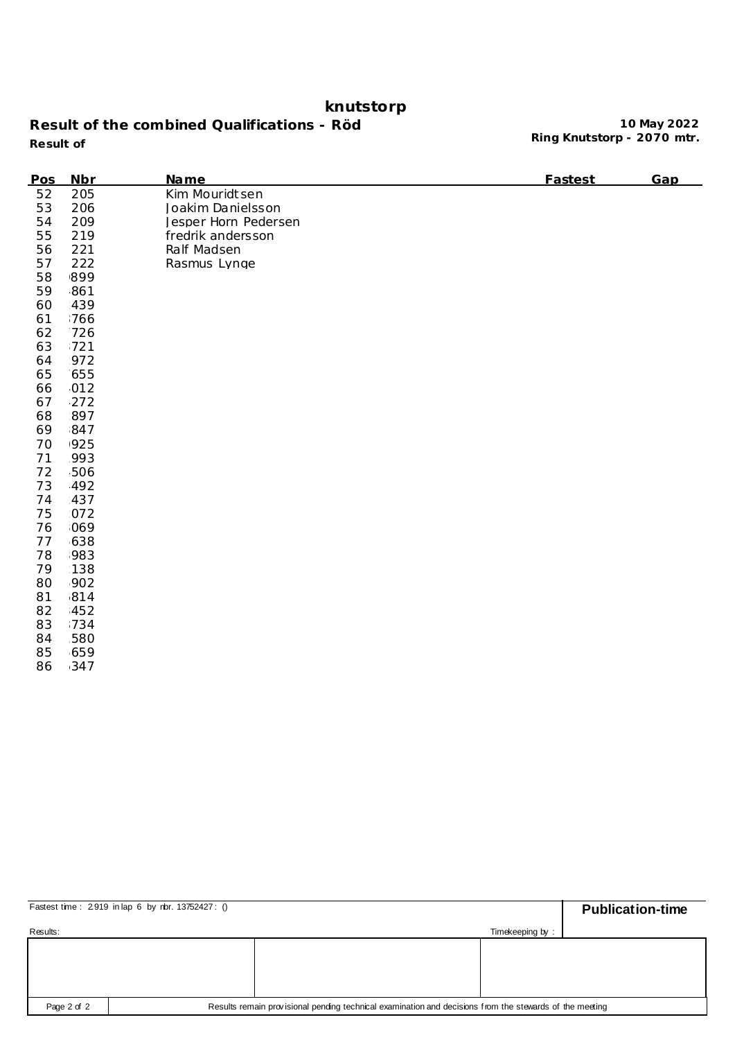# knutstorp

**Result of the combined Qualifications - Röd**

**Result of**

**10 May 2022**
**Ring Knutstorp - 2070 mtr.**

| Pos | Nbr | Name | Fastest | Gap |
|---|---|---|---|---|
| 52 | 205 | Kim Mouridtsen | | |
| 53 | 206 | Joakim Danielsson | | |
| 54 | 209 | Jesper Horn Pedersen | | |
| 55 | 219 | fredrik andersson | | |
| 56 | 221 | Ralf Madsen | | |
| 57 | 222 | Rasmus Lynge | | |
| 58 | 899 | | | |
| 59 | 861 | | | |
| 60 | 439 | | | |
| 61 | 766 | | | |
| 62 | 726 | | | |
| 63 | 721 | | | |
| 64 | 972 | | | |
| 65 | 655 | | | |
| 66 | 012 | | | |
| 67 | 272 | | | |
| 68 | 897 | | | |
| 69 | 847 | | | |
| 70 | 925 | | | |
| 71 | 993 | | | |
| 72 | 506 | | | |
| 73 | 492 | | | |
| 74 | 437 | | | |
| 75 | 072 | | | |
| 76 | 069 | | | |
| 77 | 638 | | | |
| 78 | 983 | | | |
| 79 | 138 | | | |
| 80 | 902 | | | |
| 81 | 814 | | | |
| 82 | 452 | | | |
| 83 | 734 | | | |
| 84 | 580 | | | |
| 85 | 659 | | | |
| 86 | 347 | | | |

Fastest time : 2.919 in lap 6 by nbr. 13752427 : ()

**Publication-time**

Results:

Timekeeping by :

Results remain provisional pending technical examination and decisions from the stewards of the meeting